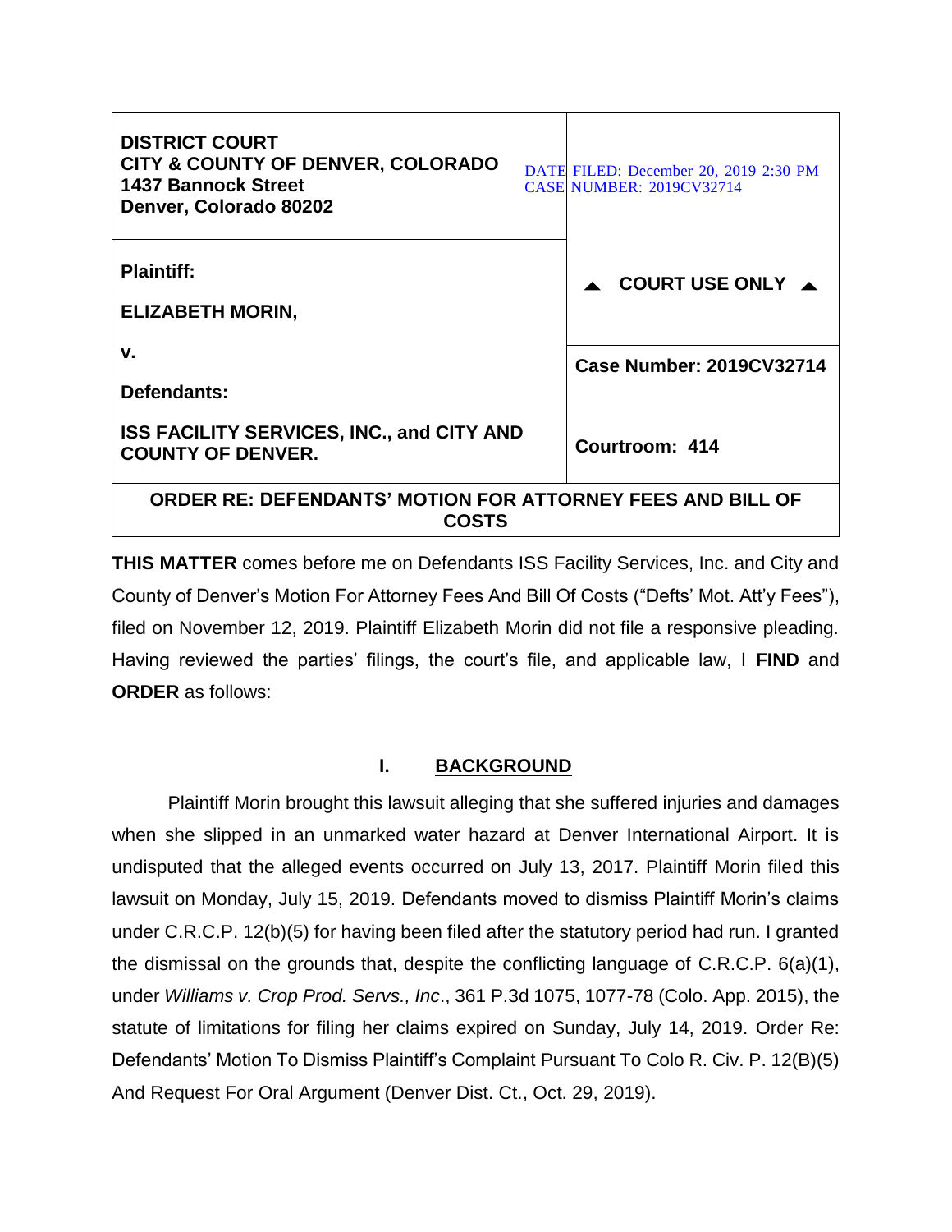| DISTRICT COURT<br>CITY & COUNTY OF DENVER, COLORADO<br>1437 Bannock Street<br>Denver, Colorado 80202 | DATE FILED: December 20, 2019 2:30 PM<br>CASE NUMBER: 2019CV32714 |
|---|---|
| **Plaintiff:**<br><br>**ELIZABETH MORIN,**<br><br>**v.**<br><br>**Defendants:**<br><br>**ISS FACILITY SERVICES, INC., and CITY AND COUNTY OF DENVER.** | ▲ **COURT USE ONLY** ▲<br><br>**Case Number: 2019CV32714**<br><br>**Courtroom: 414** |

**ORDER RE: DEFENDANTS' MOTION FOR ATTORNEY FEES AND BILL OF COSTS**

**THIS MATTER** comes before me on Defendants ISS Facility Services, Inc. and City and County of Denver's Motion For Attorney Fees And Bill Of Costs ("Defts' Mot. Att'y Fees"), filed on November 12, 2019. Plaintiff Elizabeth Morin did not file a responsive pleading. Having reviewed the parties' filings, the court's file, and applicable law, I **FIND** and **ORDER** as follows:

## I. BACKGROUND

Plaintiff Morin brought this lawsuit alleging that she suffered injuries and damages when she slipped in an unmarked water hazard at Denver International Airport. It is undisputed that the alleged events occurred on July 13, 2017. Plaintiff Morin filed this lawsuit on Monday, July 15, 2019. Defendants moved to dismiss Plaintiff Morin's claims under C.R.C.P. 12(b)(5) for having been filed after the statutory period had run. I granted the dismissal on the grounds that, despite the conflicting language of C.R.C.P. 6(a)(1), under *Williams v. Crop Prod. Servs., Inc*., 361 P.3d 1075, 1077-78 (Colo. App. 2015), the statute of limitations for filing her claims expired on Sunday, July 14, 2019. Order Re: Defendants' Motion To Dismiss Plaintiff's Complaint Pursuant To Colo R. Civ. P. 12(B)(5) And Request For Oral Argument (Denver Dist. Ct., Oct. 29, 2019).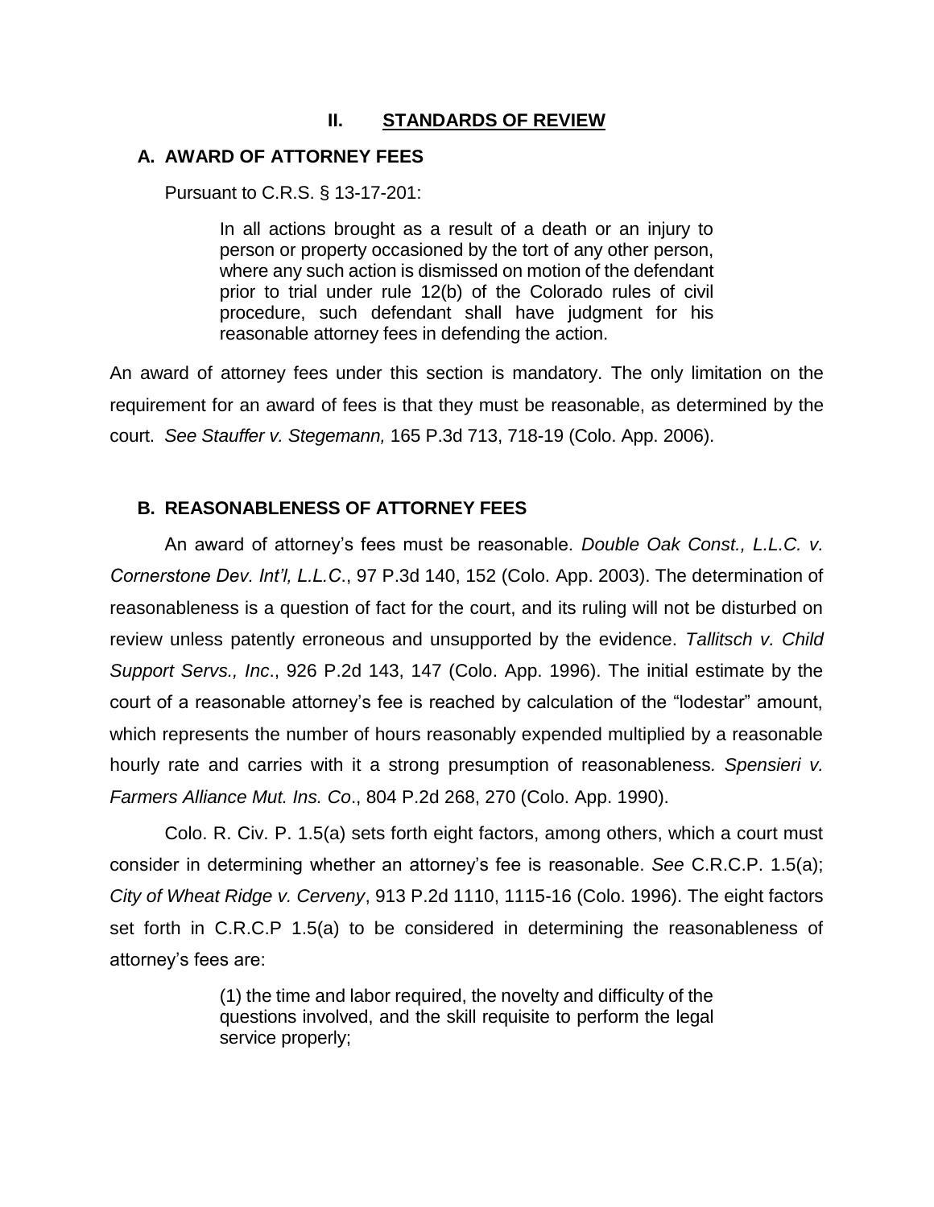## II. STANDARDS OF REVIEW

### A. AWARD OF ATTORNEY FEES

Pursuant to C.R.S. § 13-17-201:

> In all actions brought as a result of a death or an injury to person or property occasioned by the tort of any other person, where any such action is dismissed on motion of the defendant prior to trial under rule 12(b) of the Colorado rules of civil procedure, such defendant shall have judgment for his reasonable attorney fees in defending the action.

An award of attorney fees under this section is mandatory. The only limitation on the requirement for an award of fees is that they must be reasonable, as determined by the court. *See Stauffer v. Stegemann,* 165 P.3d 713, 718-19 (Colo. App. 2006).

### B. REASONABLENESS OF ATTORNEY FEES

An award of attorney's fees must be reasonable. *Double Oak Const., L.L.C. v. Cornerstone Dev. Int'l, L.L.C*., 97 P.3d 140, 152 (Colo. App. 2003). The determination of reasonableness is a question of fact for the court, and its ruling will not be disturbed on review unless patently erroneous and unsupported by the evidence. *Tallitsch v. Child Support Servs., Inc*., 926 P.2d 143, 147 (Colo. App. 1996). The initial estimate by the court of a reasonable attorney's fee is reached by calculation of the "lodestar" amount, which represents the number of hours reasonably expended multiplied by a reasonable hourly rate and carries with it a strong presumption of reasonableness*. Spensieri v. Farmers Alliance Mut. Ins. Co*., 804 P.2d 268, 270 (Colo. App. 1990).

Colo. R. Civ. P. 1.5(a) sets forth eight factors, among others, which a court must consider in determining whether an attorney's fee is reasonable. *See* C.R.C.P. 1.5(a); *City of Wheat Ridge v. Cerveny*, 913 P.2d 1110, 1115-16 (Colo. 1996). The eight factors set forth in C.R.C.P 1.5(a) to be considered in determining the reasonableness of attorney's fees are:

> (1) the time and labor required, the novelty and difficulty of the questions involved, and the skill requisite to perform the legal service properly;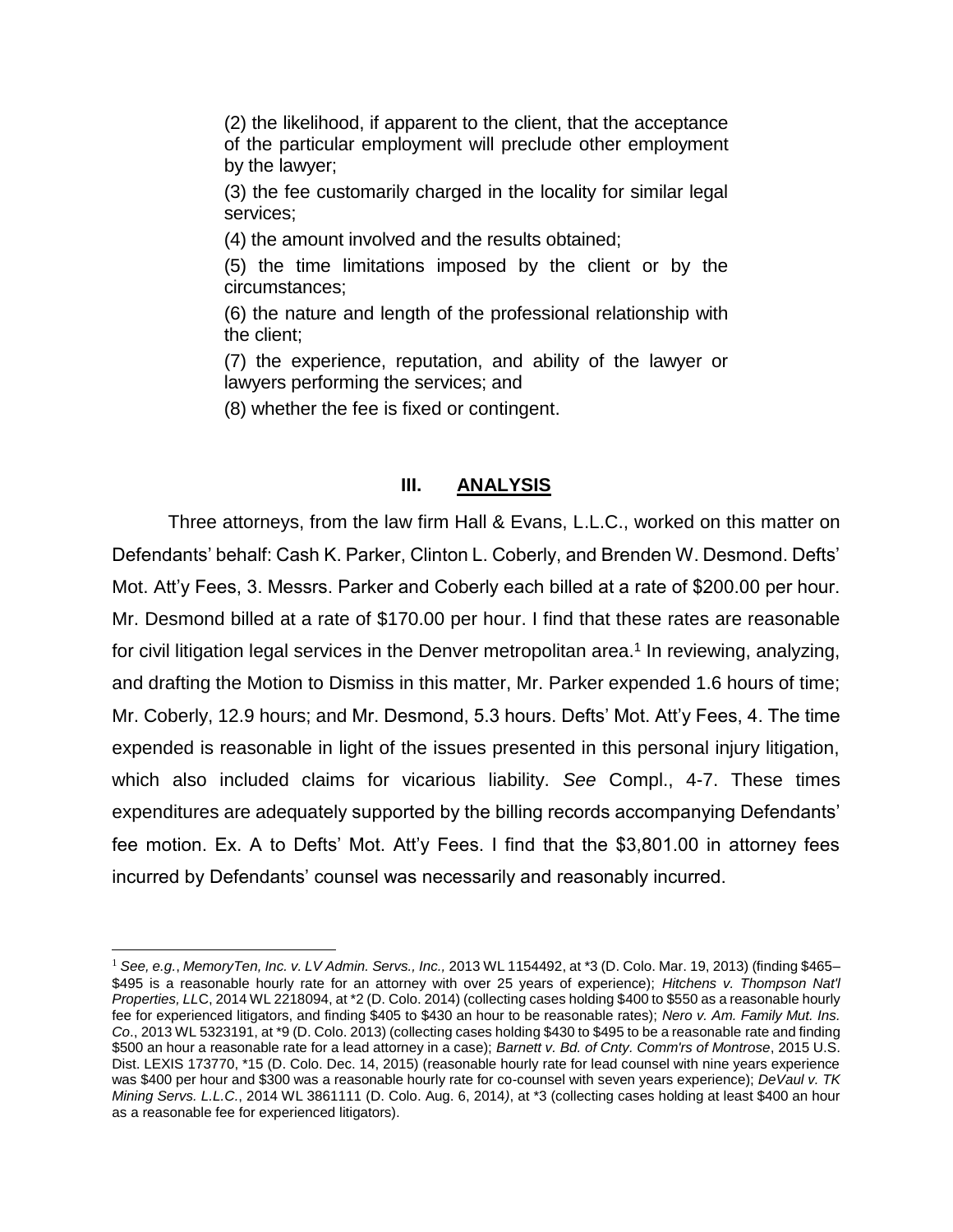(2) the likelihood, if apparent to the client, that the acceptance of the particular employment will preclude other employment by the lawyer;

(3) the fee customarily charged in the locality for similar legal services;

(4) the amount involved and the results obtained;

(5) the time limitations imposed by the client or by the circumstances;

(6) the nature and length of the professional relationship with the client;

(7) the experience, reputation, and ability of the lawyer or lawyers performing the services; and

(8) whether the fee is fixed or contingent.

## III. ANALYSIS

Three attorneys, from the law firm Hall & Evans, L.L.C., worked on this matter on Defendants' behalf: Cash K. Parker, Clinton L. Coberly, and Brenden W. Desmond. Defts' Mot. Att'y Fees, 3. Messrs. Parker and Coberly each billed at a rate of $200.00 per hour. Mr. Desmond billed at a rate of $170.00 per hour. I find that these rates are reasonable for civil litigation legal services in the Denver metropolitan area.[1] In reviewing, analyzing, and drafting the Motion to Dismiss in this matter, Mr. Parker expended 1.6 hours of time; Mr. Coberly, 12.9 hours; and Mr. Desmond, 5.3 hours. Defts' Mot. Att'y Fees, 4. The time expended is reasonable in light of the issues presented in this personal injury litigation, which also included claims for vicarious liability. *See* Compl., 4-7. These times expenditures are adequately supported by the billing records accompanying Defendants' fee motion. Ex. A to Defts' Mot. Att'y Fees. I find that the $3,801.00 in attorney fees incurred by Defendants' counsel was necessarily and reasonably incurred.

---

[1] *See, e.g.*, *MemoryTen, Inc. v. LV Admin. Servs., Inc.,* 2013 WL 1154492, at *3 (D. Colo. Mar. 19, 2013) (finding $465–$495 is a reasonable hourly rate for an attorney with over 25 years of experience); *Hitchens v. Thompson Nat'l Properties, LLC*, 2014 WL 2218094, at *2 (D. Colo. 2014) (collecting cases holding $400 to $550 as a reasonable hourly fee for experienced litigators, and finding $405 to $430 an hour to be reasonable rates); *Nero v. Am. Family Mut. Ins. Co.*, 2013 WL 5323191, at *9 (D. Colo. 2013) (collecting cases holding $430 to $495 to be a reasonable rate and finding $500 an hour a reasonable rate for a lead attorney in a case); *Barnett v. Bd. of Cnty. Comm'rs of Montrose*, 2015 U.S. Dist. LEXIS 173770, *15 (D. Colo. Dec. 14, 2015) (reasonable hourly rate for lead counsel with nine years experience was $400 per hour and $300 was a reasonable hourly rate for co-counsel with seven years experience); *DeVaul v. TK Mining Servs. L.L.C.*, 2014 WL 3861111 (D. Colo. Aug. 6, 2014), at *3 (collecting cases holding at least $400 an hour as a reasonable fee for experienced litigators).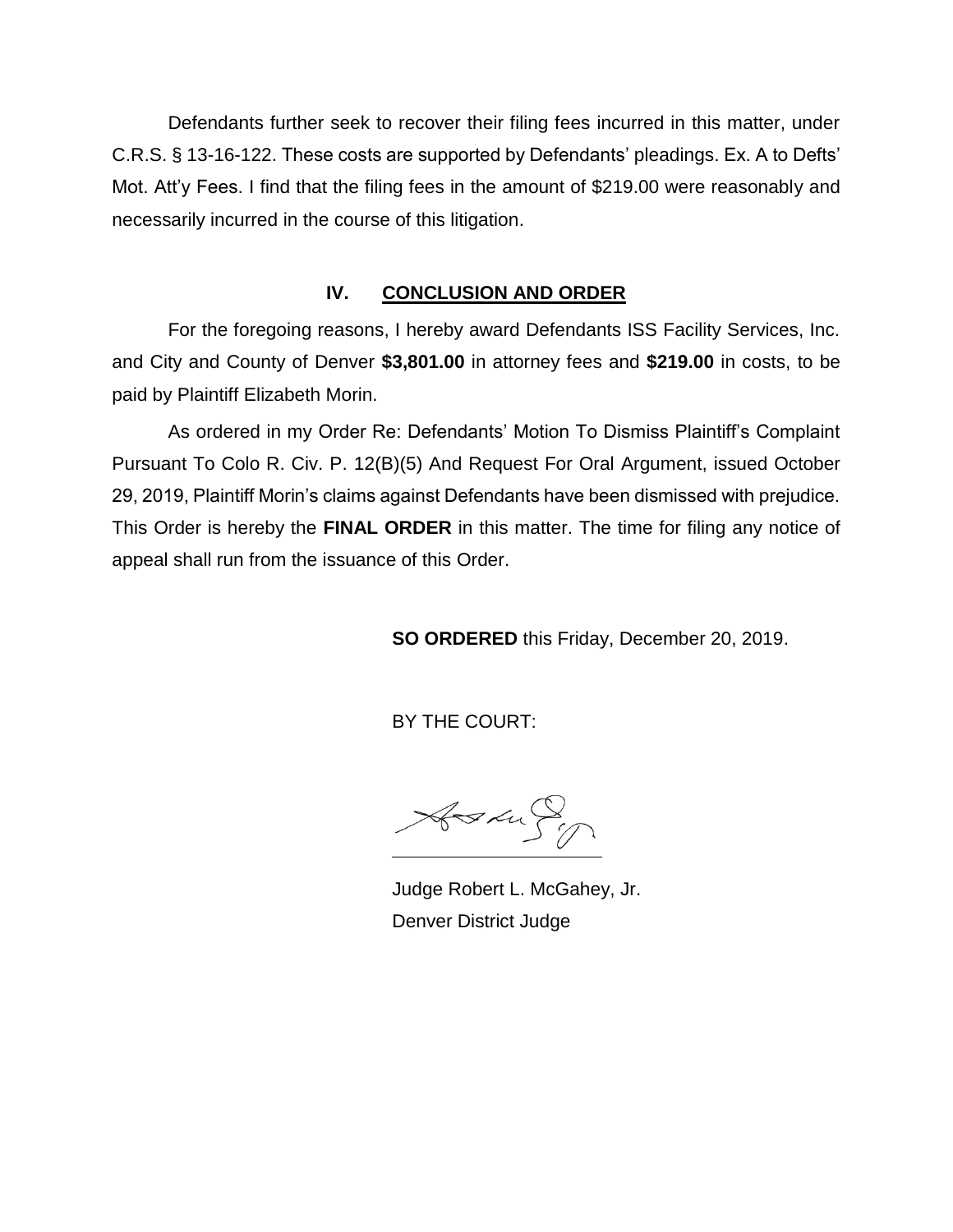Defendants further seek to recover their filing fees incurred in this matter, under C.R.S. § 13-16-122. These costs are supported by Defendants' pleadings. Ex. A to Defts' Mot. Att'y Fees. I find that the filing fees in the amount of $219.00 were reasonably and necessarily incurred in the course of this litigation.

## IV. CONCLUSION AND ORDER

For the foregoing reasons, I hereby award Defendants ISS Facility Services, Inc. and City and County of Denver **$3,801.00** in attorney fees and **$219.00** in costs, to be paid by Plaintiff Elizabeth Morin.

As ordered in my Order Re: Defendants' Motion To Dismiss Plaintiff's Complaint Pursuant To Colo R. Civ. P. 12(B)(5) And Request For Oral Argument, issued October 29, 2019, Plaintiff Morin's claims against Defendants have been dismissed with prejudice. This Order is hereby the **FINAL ORDER** in this matter. The time for filing any notice of appeal shall run from the issuance of this Order.

**SO ORDERED** this Friday, December 20, 2019.

BY THE COURT:

Judge Robert L. McGahey, Jr.
Denver District Judge